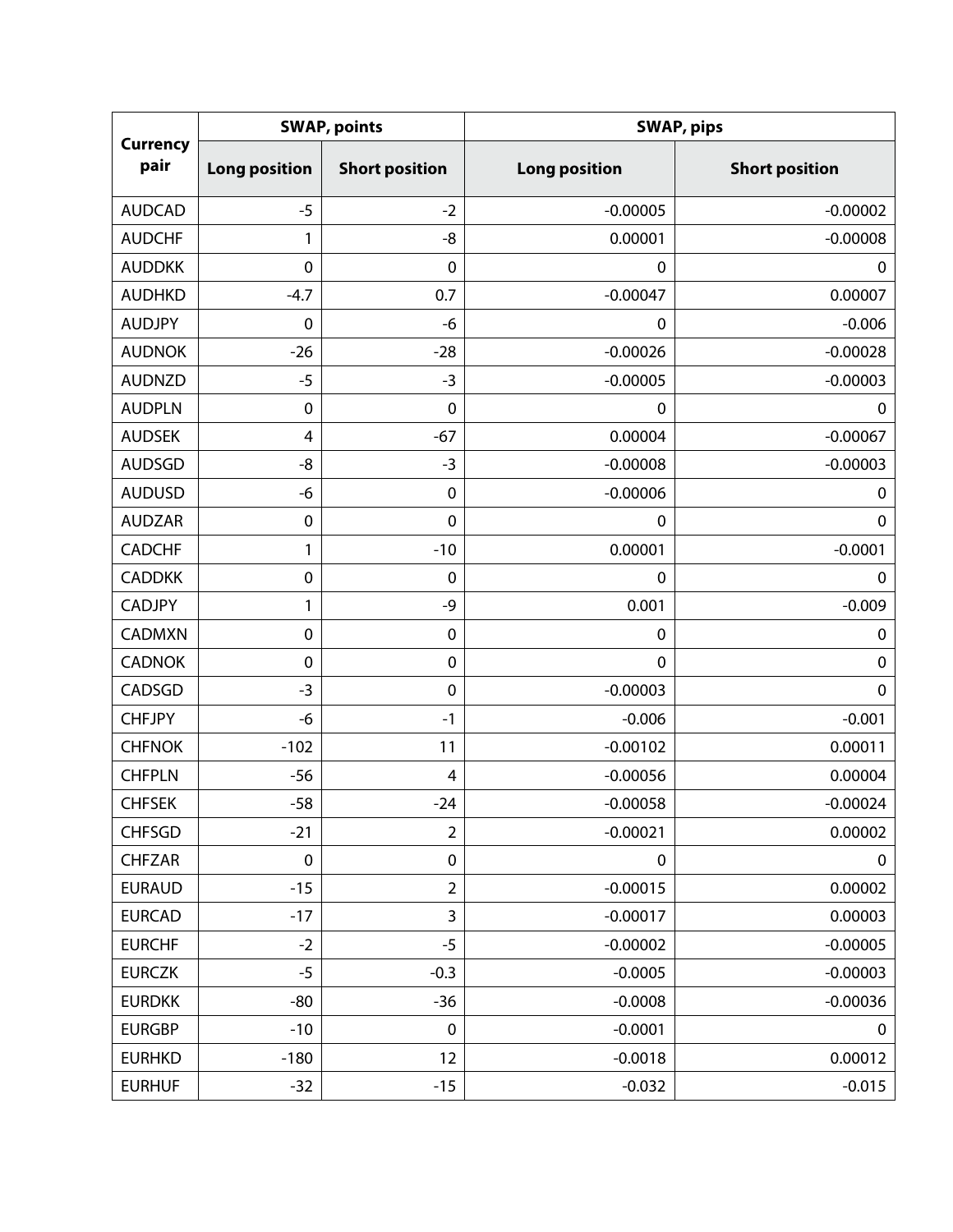| Currency pair | SWAP, points | | SWAP, pips | |
|---|---|---|---|---|
| | Long position | Short position | Long position | Short position |
| AUDCAD | -5 | -2 | -0.00005 | -0.00002 |
| AUDCHF | 1 | -8 | 0.00001 | -0.00008 |
| AUDDKK | 0 | 0 | 0 | 0 |
| AUDHKD | -4.7 | 0.7 | -0.00047 | 0.00007 |
| AUDJPY | 0 | -6 | 0 | -0.006 |
| AUDNOK | -26 | -28 | -0.00026 | -0.00028 |
| AUDNZD | -5 | -3 | -0.00005 | -0.00003 |
| AUDPLN | 0 | 0 | 0 | 0 |
| AUDSEK | 4 | -67 | 0.00004 | -0.00067 |
| AUDSGD | -8 | -3 | -0.00008 | -0.00003 |
| AUDUSD | -6 | 0 | -0.00006 | 0 |
| AUDZAR | 0 | 0 | 0 | 0 |
| CADCHF | 1 | -10 | 0.00001 | -0.0001 |
| CADDKK | 0 | 0 | 0 | 0 |
| CADJPY | 1 | -9 | 0.001 | -0.009 |
| CADMXN | 0 | 0 | 0 | 0 |
| CADNOK | 0 | 0 | 0 | 0 |
| CADSGD | -3 | 0 | -0.00003 | 0 |
| CHFJPY | -6 | -1 | -0.006 | -0.001 |
| CHFNOK | -102 | 11 | -0.00102 | 0.00011 |
| CHFPLN | -56 | 4 | -0.00056 | 0.00004 |
| CHFSEK | -58 | -24 | -0.00058 | -0.00024 |
| CHFSGD | -21 | 2 | -0.00021 | 0.00002 |
| CHFZAR | 0 | 0 | 0 | 0 |
| EURAUD | -15 | 2 | -0.00015 | 0.00002 |
| EURCAD | -17 | 3 | -0.00017 | 0.00003 |
| EURCHF | -2 | -5 | -0.00002 | -0.00005 |
| EURCZK | -5 | -0.3 | -0.0005 | -0.00003 |
| EURDKK | -80 | -36 | -0.0008 | -0.00036 |
| EURGBP | -10 | 0 | -0.0001 | 0 |
| EURHKD | -180 | 12 | -0.0018 | 0.00012 |
| EURHUF | -32 | -15 | -0.032 | -0.015 |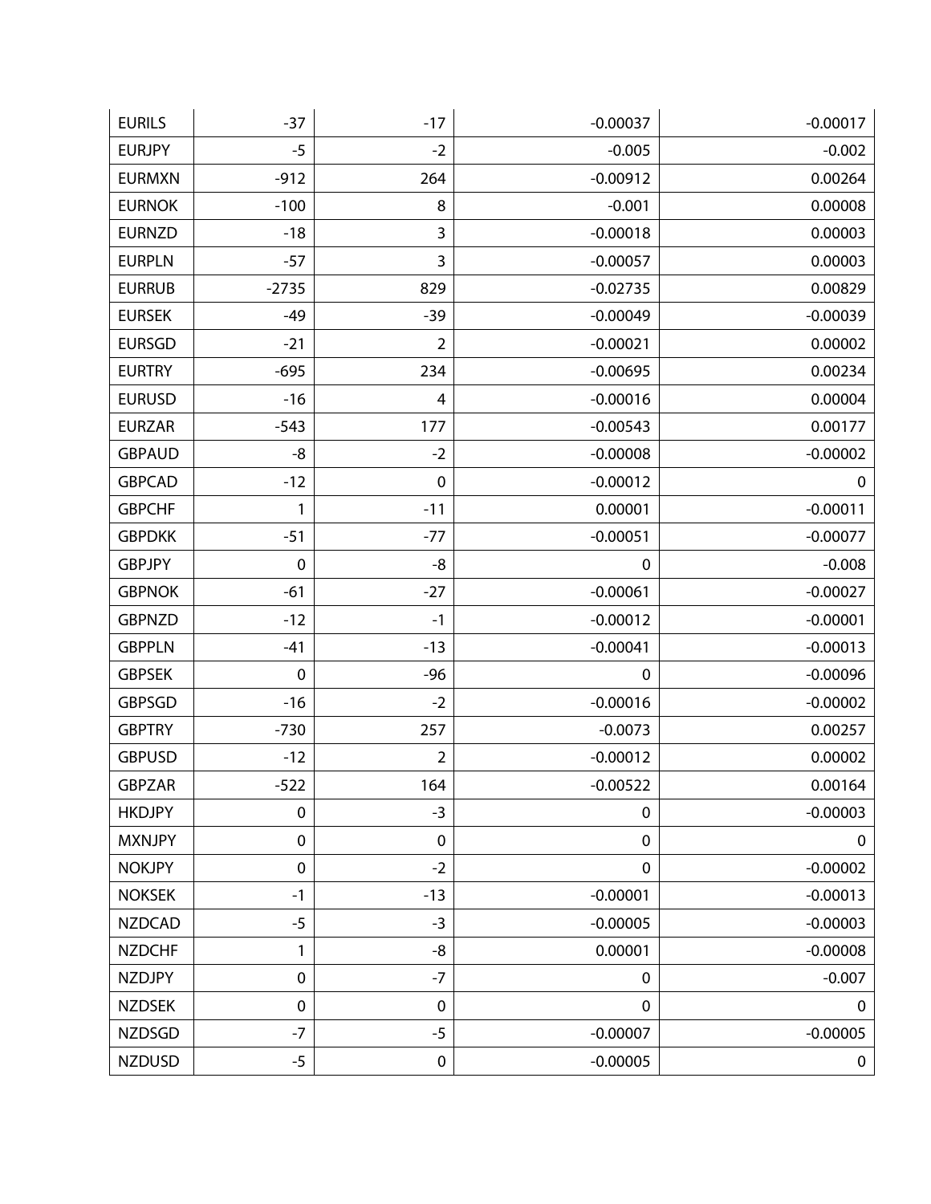| | | | | |
|---|---|---|---|---|
| EURILS | -37 | -17 | -0.00037 | -0.00017 |
| EURJPY | -5 | -2 | -0.005 | -0.002 |
| EURMXN | -912 | 264 | -0.00912 | 0.00264 |
| EURNOK | -100 | 8 | -0.001 | 0.00008 |
| EURNZD | -18 | 3 | -0.00018 | 0.00003 |
| EURPLN | -57 | 3 | -0.00057 | 0.00003 |
| EURRUB | -2735 | 829 | -0.02735 | 0.00829 |
| EURSEK | -49 | -39 | -0.00049 | -0.00039 |
| EURSGD | -21 | 2 | -0.00021 | 0.00002 |
| EURTRY | -695 | 234 | -0.00695 | 0.00234 |
| EURUSD | -16 | 4 | -0.00016 | 0.00004 |
| EURZAR | -543 | 177 | -0.00543 | 0.00177 |
| GBPAUD | -8 | -2 | -0.00008 | -0.00002 |
| GBPCAD | -12 | 0 | -0.00012 | 0 |
| GBPCHF | 1 | -11 | 0.00001 | -0.00011 |
| GBPDKK | -51 | -77 | -0.00051 | -0.00077 |
| GBPJPY | 0 | -8 | 0 | -0.008 |
| GBPNOK | -61 | -27 | -0.00061 | -0.00027 |
| GBPNZD | -12 | -1 | -0.00012 | -0.00001 |
| GBPPLN | -41 | -13 | -0.00041 | -0.00013 |
| GBPSEK | 0 | -96 | 0 | -0.00096 |
| GBPSGD | -16 | -2 | -0.00016 | -0.00002 |
| GBPTRY | -730 | 257 | -0.0073 | 0.00257 |
| GBPUSD | -12 | 2 | -0.00012 | 0.00002 |
| GBPZAR | -522 | 164 | -0.00522 | 0.00164 |
| HKDJPY | 0 | -3 | 0 | -0.00003 |
| MXNJPY | 0 | 0 | 0 | 0 |
| NOKJPY | 0 | -2 | 0 | -0.00002 |
| NOKSEK | -1 | -13 | -0.00001 | -0.00013 |
| NZDCAD | -5 | -3 | -0.00005 | -0.00003 |
| NZDCHF | 1 | -8 | 0.00001 | -0.00008 |
| NZDJPY | 0 | -7 | 0 | -0.007 |
| NZDSEK | 0 | 0 | 0 | 0 |
| NZDSGD | -7 | -5 | -0.00007 | -0.00005 |
| NZDUSD | -5 | 0 | -0.00005 | 0 |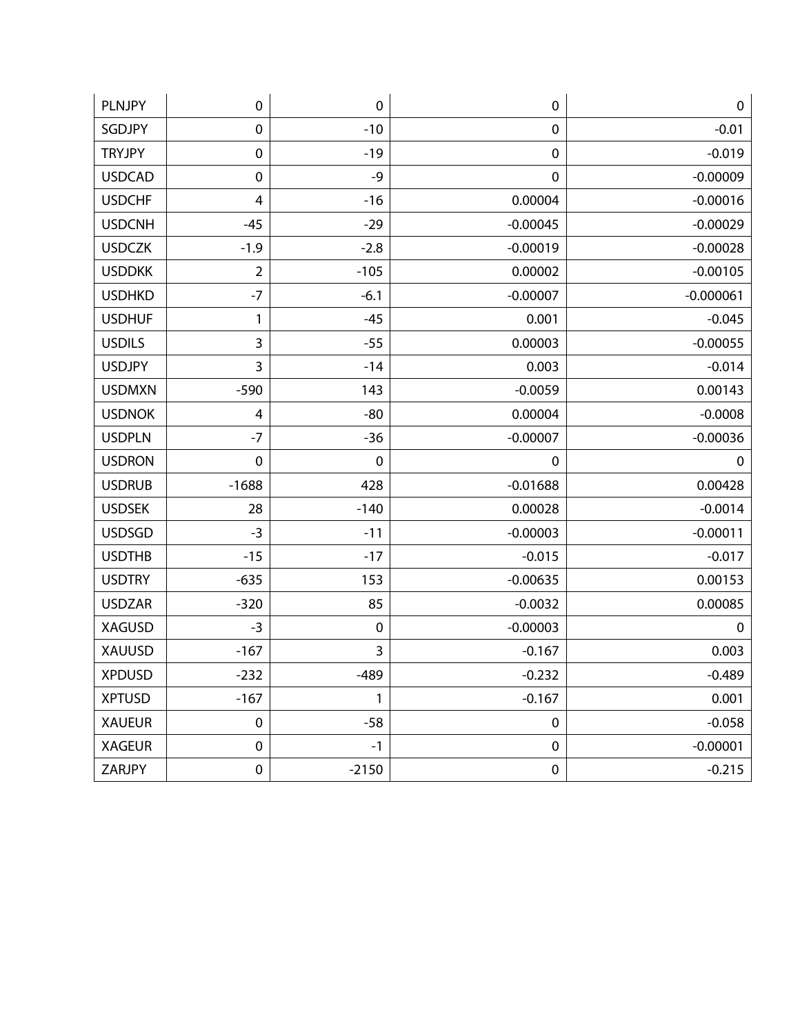| | | | | |
|---|---|---|---|---|
| PLNJPY | 0 | 0 | 0 | 0 |
| SGDJPY | 0 | -10 | 0 | -0.01 |
| TRYJPY | 0 | -19 | 0 | -0.019 |
| USDCAD | 0 | -9 | 0 | -0.00009 |
| USDCHF | 4 | -16 | 0.00004 | -0.00016 |
| USDCNH | -45 | -29 | -0.00045 | -0.00029 |
| USDCZK | -1.9 | -2.8 | -0.00019 | -0.00028 |
| USDDKK | 2 | -105 | 0.00002 | -0.00105 |
| USDHKD | -7 | -6.1 | -0.00007 | -0.000061 |
| USDHUF | 1 | -45 | 0.001 | -0.045 |
| USDILS | 3 | -55 | 0.00003 | -0.00055 |
| USDJPY | 3 | -14 | 0.003 | -0.014 |
| USDMXN | -590 | 143 | -0.0059 | 0.00143 |
| USDNOK | 4 | -80 | 0.00004 | -0.0008 |
| USDPLN | -7 | -36 | -0.00007 | -0.00036 |
| USDRON | 0 | 0 | 0 | 0 |
| USDRUB | -1688 | 428 | -0.01688 | 0.00428 |
| USDSEK | 28 | -140 | 0.00028 | -0.0014 |
| USDSGD | -3 | -11 | -0.00003 | -0.00011 |
| USDTHB | -15 | -17 | -0.015 | -0.017 |
| USDTRY | -635 | 153 | -0.00635 | 0.00153 |
| USDZAR | -320 | 85 | -0.0032 | 0.00085 |
| XAGUSD | -3 | 0 | -0.00003 | 0 |
| XAUUSD | -167 | 3 | -0.167 | 0.003 |
| XPDUSD | -232 | -489 | -0.232 | -0.489 |
| XPTUSD | -167 | 1 | -0.167 | 0.001 |
| XAUEUR | 0 | -58 | 0 | -0.058 |
| XAGEUR | 0 | -1 | 0 | -0.00001 |
| ZARJPY | 0 | -2150 | 0 | -0.215 |